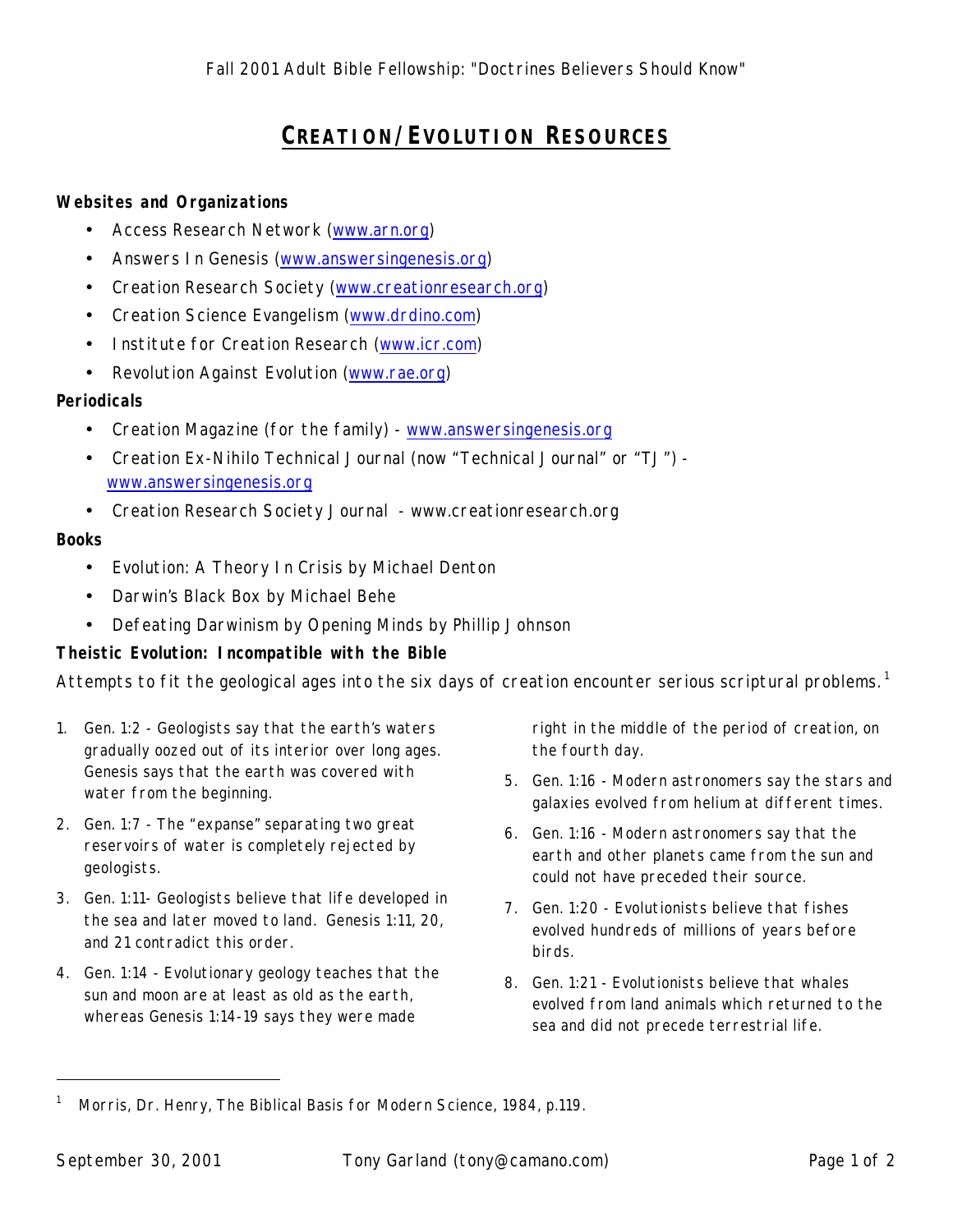# CREATION/EVOLUTION RESOURCES

**Websites and Organizations**

- Access Research Network (www.arn.org)
- Answers In Genesis (www.answersingenesis.org)
- Creation Research Society (www.creationresearch.org)
- Creation Science Evangelism (www.drdino.com)
- Institute for Creation Research (www.icr.com)
- Revolution Against Evolution (www.rae.org)

**Periodicals**

- Creation Magazine (for the family) - www.answersingenesis.org
- Creation Ex-Nihilo Technical Journal (now "Technical Journal" or "TJ") - www.answersingenesis.org
- Creation Research Society Journal - www.creationresearch.org

**Books**

- Evolution: A Theory In Crisis by Michael Denton
- Darwin's Black Box by Michael Behe
- Defeating Darwinism by Opening Minds by Phillip Johnson

**Theistic Evolution: Incompatible with the Bible**

Attempts to fit the geological ages into the six days of creation encounter serious scriptural problems.[1]

1. Gen. 1:2 - Geologists say that the earth's waters gradually oozed out of its interior over long ages. Genesis says that the earth was covered with water from the beginning.
2. Gen. 1:7 - The "expanse" separating two great reservoirs of water is completely rejected by geologists.
3. Gen. 1:11- Geologists believe that life developed in the sea and later moved to land. Genesis 1:11, 20, and 21 contradict this order.
4. Gen. 1:14 - Evolutionary geology teaches that the sun and moon are at least as old as the earth, whereas Genesis 1:14-19 says they were made right in the middle of the period of creation, on the fourth day.
5. Gen. 1:16 - Modern astronomers say the stars and galaxies evolved from helium at different times.
6. Gen. 1:16 - Modern astronomers say that the earth and other planets came from the sun and could not have preceded their source.
7. Gen. 1:20 - Evolutionists believe that fishes evolved hundreds of millions of years before birds.
8. Gen. 1:21 - Evolutionists believe that whales evolved from land animals which returned to the sea and did not precede terrestrial life.

---

[1] Morris, Dr. Henry, The Biblical Basis for Modern Science, 1984, p.119.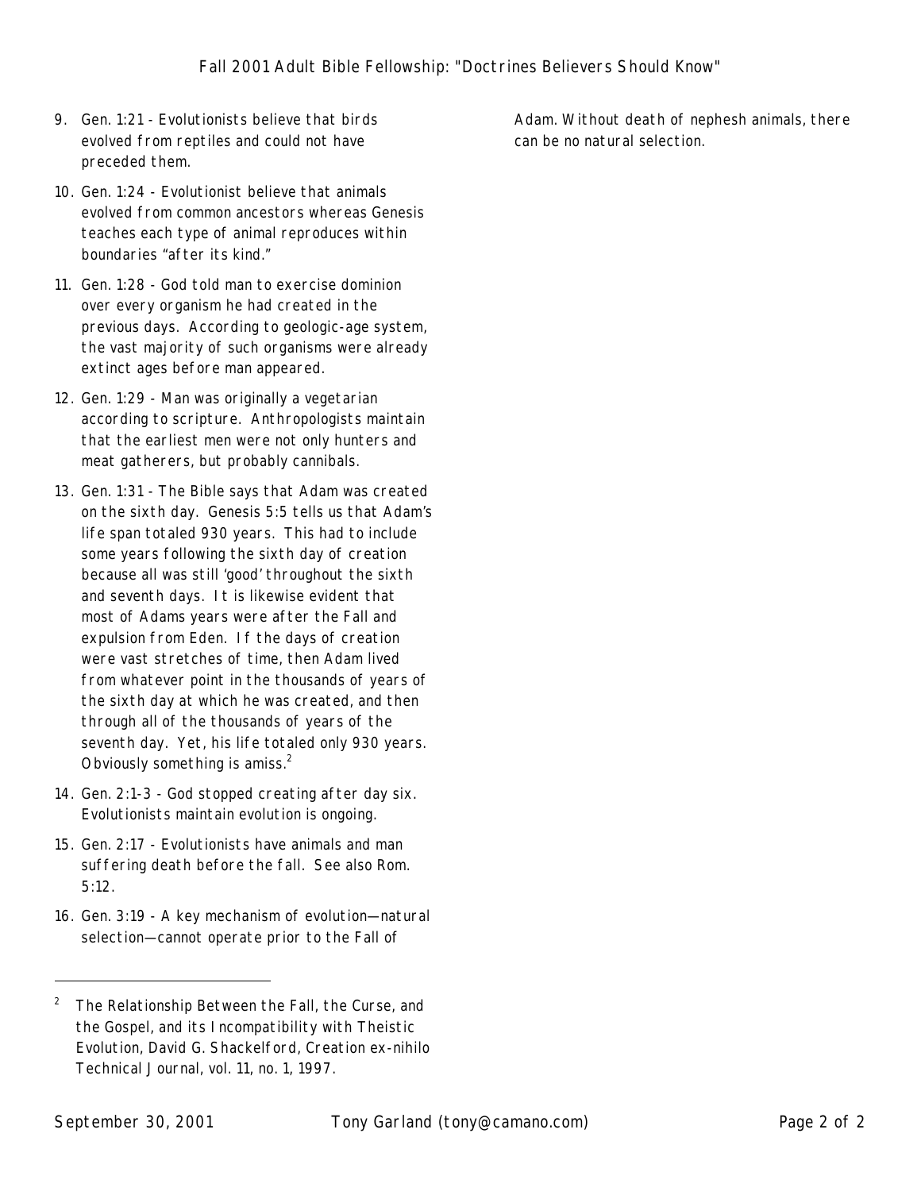9. Gen. 1:21 - Evolutionists believe that birds evolved from reptiles and could not have preceded them.

10. Gen. 1:24 - Evolutionist believe that animals evolved from common ancestors whereas Genesis teaches each type of animal reproduces within boundaries "after its kind."

11. Gen. 1:28 - God told man to exercise dominion over every organism he had created in the previous days. According to geologic-age system, the vast majority of such organisms were already extinct ages before man appeared.

12. Gen. 1:29 - Man was originally a vegetarian according to scripture. Anthropologists maintain that the earliest men were not only hunters and meat gatherers, but probably cannibals.

13. Gen. 1:31 - The Bible says that Adam was created on the sixth day. Genesis 5:5 tells us that Adam's life span totaled 930 years. This had to include some years following the sixth day of creation because all was still 'good' throughout the sixth and seventh days. It is likewise evident that most of Adams years were after the Fall and expulsion from Eden. If the days of creation were vast stretches of time, then Adam lived from whatever point in the thousands of years of the sixth day at which he was created, and then through all of the thousands of years of the seventh day. Yet, his life totaled only 930 years. Obviously something is amiss.[2]

14. Gen. 2:1-3 - God stopped creating after day six. Evolutionists maintain evolution is ongoing.

15. Gen. 2:17 - Evolutionists have animals and man suffering death before the fall. See also Rom. 5:12.

16. Gen. 3:19 - A key mechanism of evolution—natural selection—cannot operate prior to the Fall of Adam. Without death of nephesh animals, there can be no natural selection.

---

[2] The Relationship Between the Fall, the Curse, and the Gospel, and its Incompatibility with Theistic Evolution, David G. Shackelford, Creation ex-nihilo Technical Journal, vol. 11, no. 1, 1997.